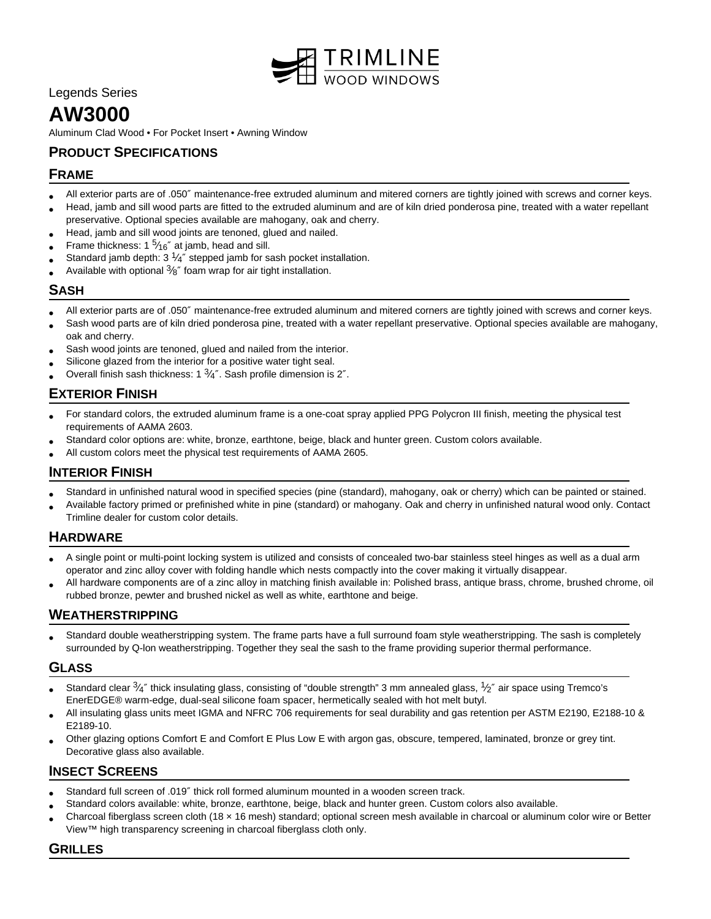TRIMLINE WOOD WINDOWS

Legends Series

# AW3000

Aluminum Clad Wood • For Pocket Insert • Awning Window

## PRODUCT SPECIFICATIONS

### FRAME

- All exterior parts are of .050″ maintenance-free extruded aluminum and mitered corners are tightly joined with screws and corner keys.
- Head, jamb and sill wood parts are fitted to the extruded aluminum and are of kiln dried ponderosa pine, treated with a water repellant preservative. Optional species available are mahogany, oak and cherry.
- Head, jamb and sill wood joints are tenoned, glued and nailed.
- Frame thickness: 1 5⁄16″ at jamb, head and sill.
- Standard jamb depth: 3 1⁄4″ stepped jamb for sash pocket installation.
- Available with optional 3⁄8″ foam wrap for air tight installation.

### SASH

- All exterior parts are of .050″ maintenance-free extruded aluminum and mitered corners are tightly joined with screws and corner keys.
- Sash wood parts are of kiln dried ponderosa pine, treated with a water repellant preservative. Optional species available are mahogany, oak and cherry.
- Sash wood joints are tenoned, glued and nailed from the interior.
- Silicone glazed from the interior for a positive water tight seal.
- Overall finish sash thickness: 1 3⁄4″. Sash profile dimension is 2″.

### EXTERIOR FINISH

- For standard colors, the extruded aluminum frame is a one-coat spray applied PPG Polycron III finish, meeting the physical test requirements of AAMA 2603.
- Standard color options are: white, bronze, earthtone, beige, black and hunter green. Custom colors available.
- All custom colors meet the physical test requirements of AAMA 2605.

### INTERIOR FINISH

- Standard in unfinished natural wood in specified species (pine (standard), mahogany, oak or cherry) which can be painted or stained.
- Available factory primed or prefinished white in pine (standard) or mahogany. Oak and cherry in unfinished natural wood only. Contact Trimline dealer for custom color details.

### HARDWARE

- A single point or multi-point locking system is utilized and consists of concealed two-bar stainless steel hinges as well as a dual arm operator and zinc alloy cover with folding handle which nests compactly into the cover making it virtually disappear.
- All hardware components are of a zinc alloy in matching finish available in: Polished brass, antique brass, chrome, brushed chrome, oil rubbed bronze, pewter and brushed nickel as well as white, earthtone and beige.

### WEATHERSTRIPPING

- Standard double weatherstripping system. The frame parts have a full surround foam style weatherstripping. The sash is completely surrounded by Q-lon weatherstripping. Together they seal the sash to the frame providing superior thermal performance.

### GLASS

- Standard clear 3⁄4″ thick insulating glass, consisting of "double strength" 3 mm annealed glass, 1⁄2″ air space using Tremco's EnerEDGE® warm-edge, dual-seal silicone foam spacer, hermetically sealed with hot melt butyl.
- All insulating glass units meet IGMA and NFRC 706 requirements for seal durability and gas retention per ASTM E2190, E2188-10 & E2189-10.
- Other glazing options Comfort E and Comfort E Plus Low E with argon gas, obscure, tempered, laminated, bronze or grey tint. Decorative glass also available.

### INSECT SCREENS

- Standard full screen of .019″ thick roll formed aluminum mounted in a wooden screen track.
- Standard colors available: white, bronze, earthtone, beige, black and hunter green. Custom colors also available.
- Charcoal fiberglass screen cloth (18 × 16 mesh) standard; optional screen mesh available in charcoal or aluminum color wire or Better View™ high transparency screening in charcoal fiberglass cloth only.

### GRILLES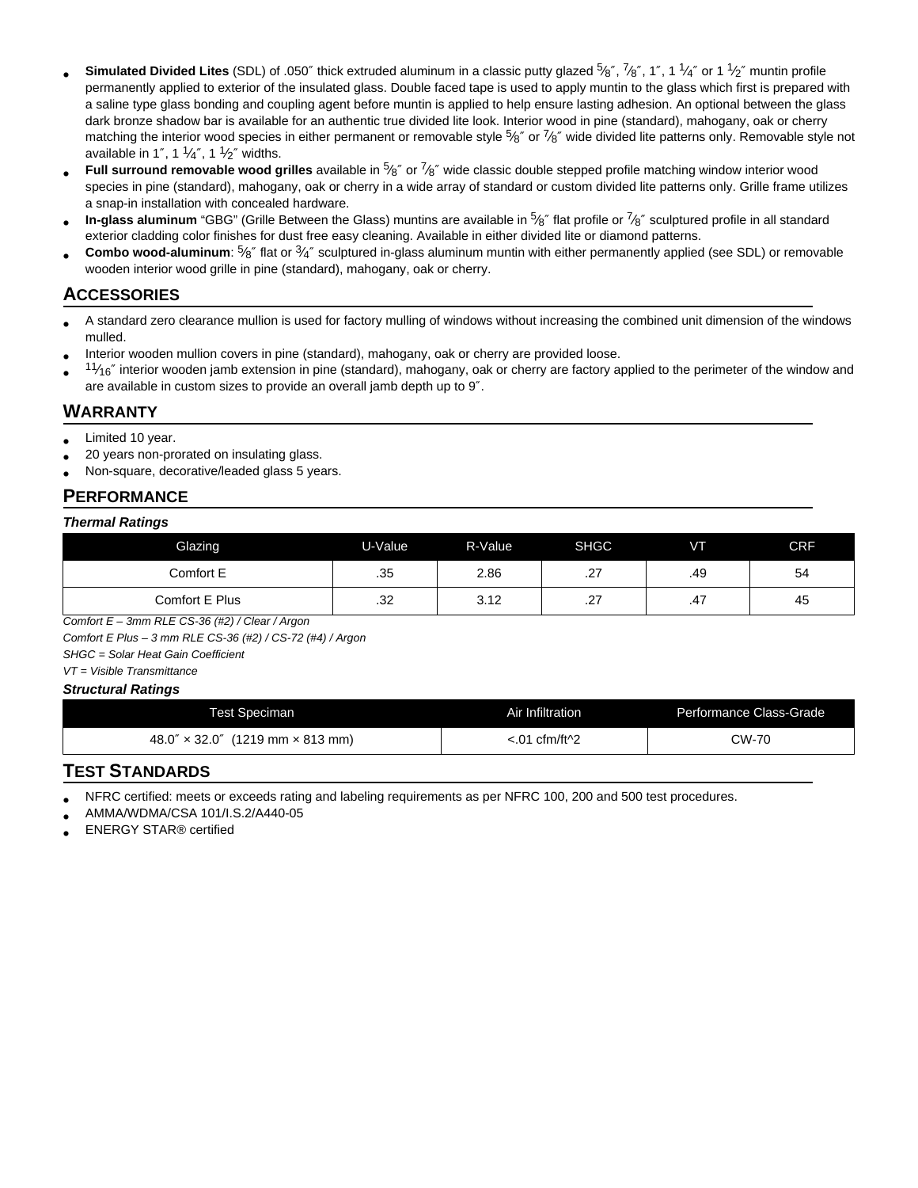- **Simulated Divided Lites** (SDL) of .050″ thick extruded aluminum in a classic putty glazed 5⁄8″, 7⁄8″, 1″, 1 1⁄4″ or 1 1⁄2″ muntin profile permanently applied to exterior of the insulated glass. Double faced tape is used to apply muntin to the glass which first is prepared with a saline type glass bonding and coupling agent before muntin is applied to help ensure lasting adhesion. An optional between the glass dark bronze shadow bar is available for an authentic true divided lite look. Interior wood in pine (standard), mahogany, oak or cherry matching the interior wood species in either permanent or removable style 5⁄8″ or 7⁄8″ wide divided lite patterns only. Removable style not available in 1″, 1 1⁄4″, 1 1⁄2″ widths.
- **Full surround removable wood grilles** available in 5⁄8″ or 7⁄8″ wide classic double stepped profile matching window interior wood species in pine (standard), mahogany, oak or cherry in a wide array of standard or custom divided lite patterns only. Grille frame utilizes a snap-in installation with concealed hardware.
- **In-glass aluminum** "GBG" (Grille Between the Glass) muntins are available in 5⁄8″ flat profile or 7⁄8″ sculptured profile in all standard exterior cladding color finishes for dust free easy cleaning. Available in either divided lite or diamond patterns.
- **Combo wood-aluminum**: 5⁄8″ flat or 3⁄4″ sculptured in-glass aluminum muntin with either permanently applied (see SDL) or removable wooden interior wood grille in pine (standard), mahogany, oak or cherry.

## ACCESSORIES

- A standard zero clearance mullion is used for factory mulling of windows without increasing the combined unit dimension of the windows mulled.
- Interior wooden mullion covers in pine (standard), mahogany, oak or cherry are provided loose.
- 11⁄16″ interior wooden jamb extension in pine (standard), mahogany, oak or cherry are factory applied to the perimeter of the window and are available in custom sizes to provide an overall jamb depth up to 9″.

## WARRANTY

- Limited 10 year.
- 20 years non-prorated on insulating glass.
- Non-square, decorative/leaded glass 5 years.

## PERFORMANCE

***Thermal Ratings***

| Glazing | U-Value | R-Value | SHGC | VT | CRF |
|---|---|---|---|---|---|
| Comfort E | .35 | 2.86 | .27 | .49 | 54 |
| Comfort E Plus | .32 | 3.12 | .27 | .47 | 45 |

*Comfort E – 3mm RLE CS-36 (#2) / Clear / Argon*

*Comfort E Plus – 3 mm RLE CS-36 (#2) / CS-72 (#4) / Argon*

*SHGC = Solar Heat Gain Coefficient*

*VT = Visible Transmittance*

***Structural Ratings***

| Test Speciman | Air Infiltration | Performance Class-Grade |
|---|---|---|
| 48.0″ × 32.0″ (1219 mm × 813 mm) | <.01 cfm/ft^2 | CW-70 |

## TEST STANDARDS

- NFRC certified: meets or exceeds rating and labeling requirements as per NFRC 100, 200 and 500 test procedures.
- AMMA/WDMA/CSA 101/I.S.2/A440-05
- ENERGY STAR® certified